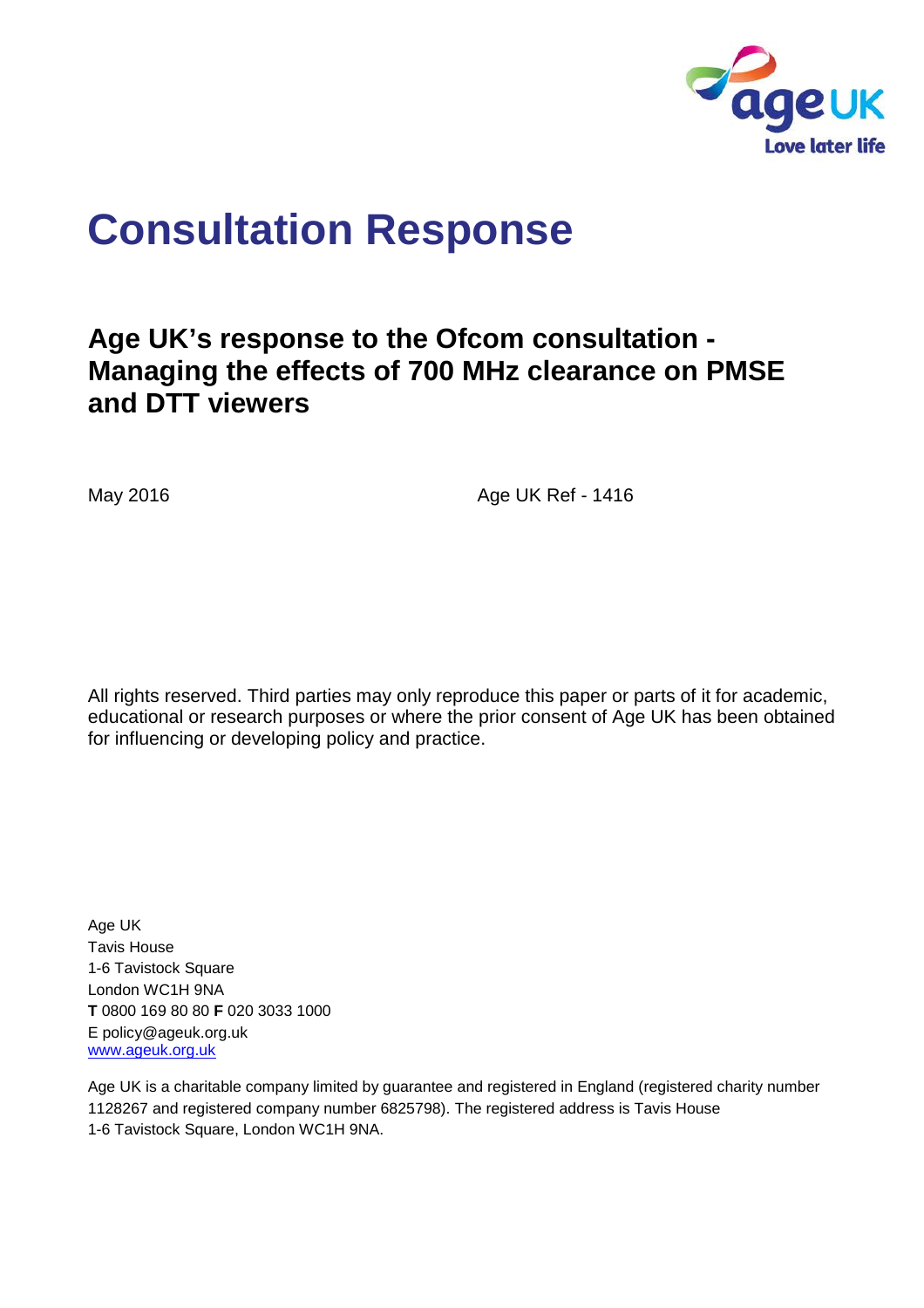# Consultation Response

## Age UK's response to the Ofcom consultation - Managing the effects of 700 MHz clearance on PMSE and DTT viewers

May 2016

Age UK Ref - 1416

All rights reserved. Third parties may only reproduce this paper or parts of it for academic, educational or research purposes or where the prior consent of Age UK has been obtained for influencing or developing policy and practice.

Age UK
Tavis House
1-6 Tavistock Square
London WC1H 9NA
**T** 0800 169 80 80 **F** 020 3033 1000
E policy@ageuk.org.uk
www.ageuk.org.uk

Age UK is a charitable company limited by guarantee and registered in England (registered charity number 1128267 and registered company number 6825798). The registered address is Tavis House 1-6 Tavistock Square, London WC1H 9NA.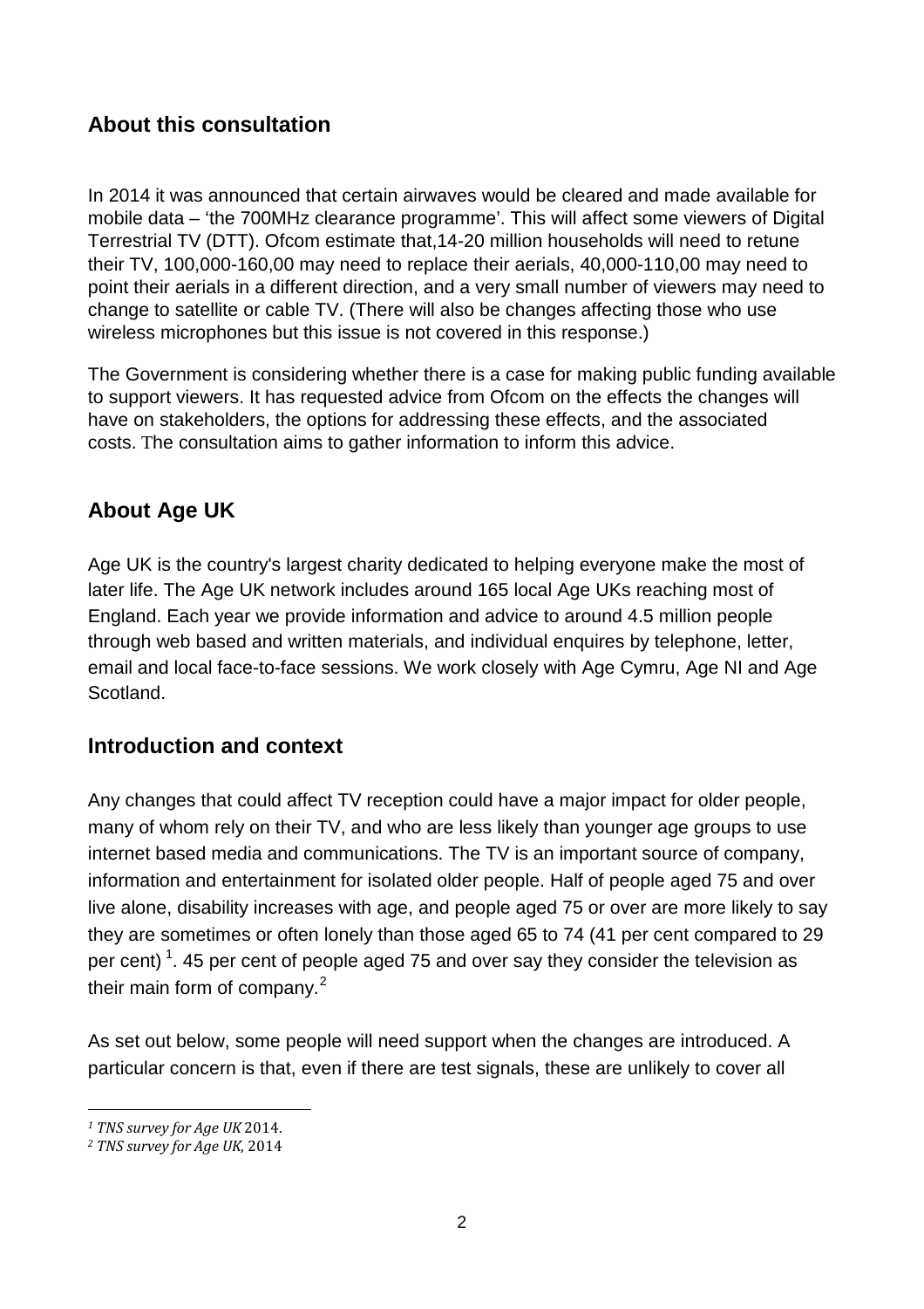## About this consultation

In 2014 it was announced that certain airwaves would be cleared and made available for mobile data – 'the 700MHz clearance programme'. This will affect some viewers of Digital Terrestrial TV (DTT). Ofcom estimate that,14-20 million households will need to retune their TV, 100,000-160,00 may need to replace their aerials, 40,000-110,00 may need to point their aerials in a different direction, and a very small number of viewers may need to change to satellite or cable TV. (There will also be changes affecting those who use wireless microphones but this issue is not covered in this response.)

The Government is considering whether there is a case for making public funding available to support viewers. It has requested advice from Ofcom on the effects the changes will have on stakeholders, the options for addressing these effects, and the associated costs. The consultation aims to gather information to inform this advice.

## About Age UK

Age UK is the country's largest charity dedicated to helping everyone make the most of later life. The Age UK network includes around 165 local Age UKs reaching most of England. Each year we provide information and advice to around 4.5 million people through web based and written materials, and individual enquires by telephone, letter, email and local face-to-face sessions. We work closely with Age Cymru, Age NI and Age Scotland.

## Introduction and context

Any changes that could affect TV reception could have a major impact for older people, many of whom rely on their TV, and who are less likely than younger age groups to use internet based media and communications. The TV is an important source of company, information and entertainment for isolated older people. Half of people aged 75 and over live alone, disability increases with age, and people aged 75 or over are more likely to say they are sometimes or often lonely than those aged 65 to 74 (41 per cent compared to 29 per cent) [1]. 45 per cent of people aged 75 and over say they consider the television as their main form of company.[2]

As set out below, some people will need support when the changes are introduced. A particular concern is that, even if there are test signals, these are unlikely to cover all

[1] *TNS survey for Age UK* 2014.

[2] *TNS survey for Age UK*, 2014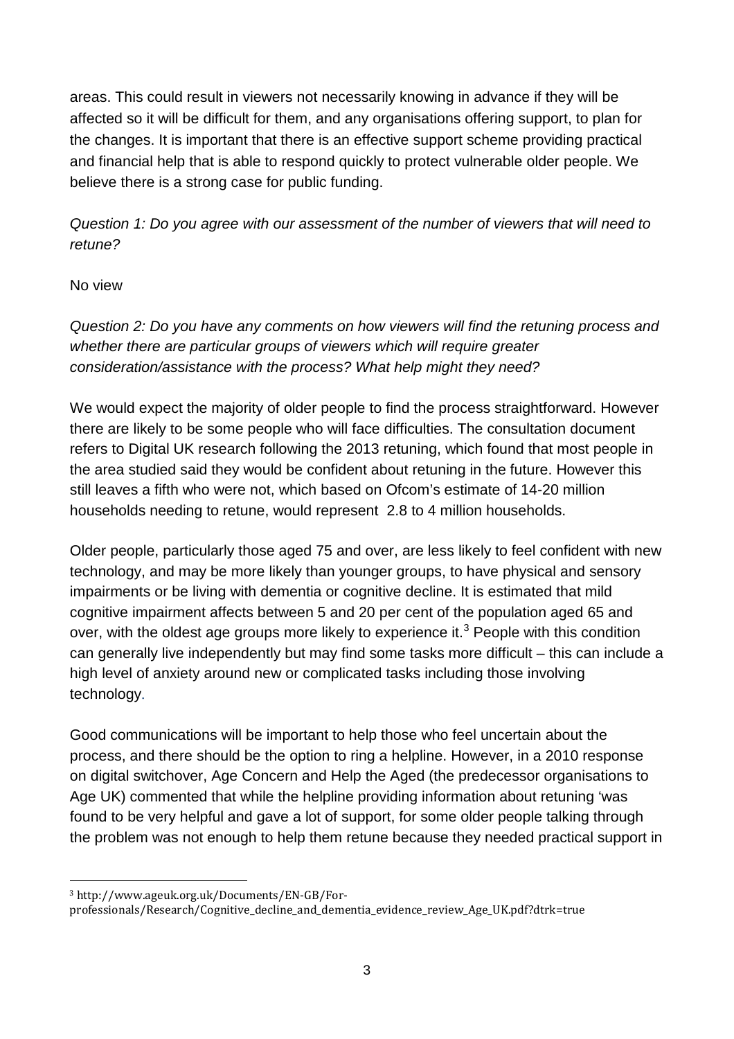areas. This could result in viewers not necessarily knowing in advance if they will be affected so it will be difficult for them, and any organisations offering support, to plan for the changes. It is important that there is an effective support scheme providing practical and financial help that is able to respond quickly to protect vulnerable older people. We believe there is a strong case for public funding.

*Question 1: Do you agree with our assessment of the number of viewers that will need to retune?*

No view

*Question 2: Do you have any comments on how viewers will find the retuning process and whether there are particular groups of viewers which will require greater consideration/assistance with the process? What help might they need?*

We would expect the majority of older people to find the process straightforward. However there are likely to be some people who will face difficulties. The consultation document refers to Digital UK research following the 2013 retuning, which found that most people in the area studied said they would be confident about retuning in the future. However this still leaves a fifth who were not, which based on Ofcom's estimate of 14-20 million households needing to retune, would represent 2.8 to 4 million households.

Older people, particularly those aged 75 and over, are less likely to feel confident with new technology, and may be more likely than younger groups, to have physical and sensory impairments or be living with dementia or cognitive decline. It is estimated that mild cognitive impairment affects between 5 and 20 per cent of the population aged 65 and over, with the oldest age groups more likely to experience it.[3] People with this condition can generally live independently but may find some tasks more difficult – this can include a high level of anxiety around new or complicated tasks including those involving technology.

Good communications will be important to help those who feel uncertain about the process, and there should be the option to ring a helpline. However, in a 2010 response on digital switchover, Age Concern and Help the Aged (the predecessor organisations to Age UK) commented that while the helpline providing information about retuning 'was found to be very helpful and gave a lot of support, for some older people talking through the problem was not enough to help them retune because they needed practical support in

---

[3] http://www.ageuk.org.uk/Documents/EN-GB/For-professionals/Research/Cognitive_decline_and_dementia_evidence_review_Age_UK.pdf?dtrk=true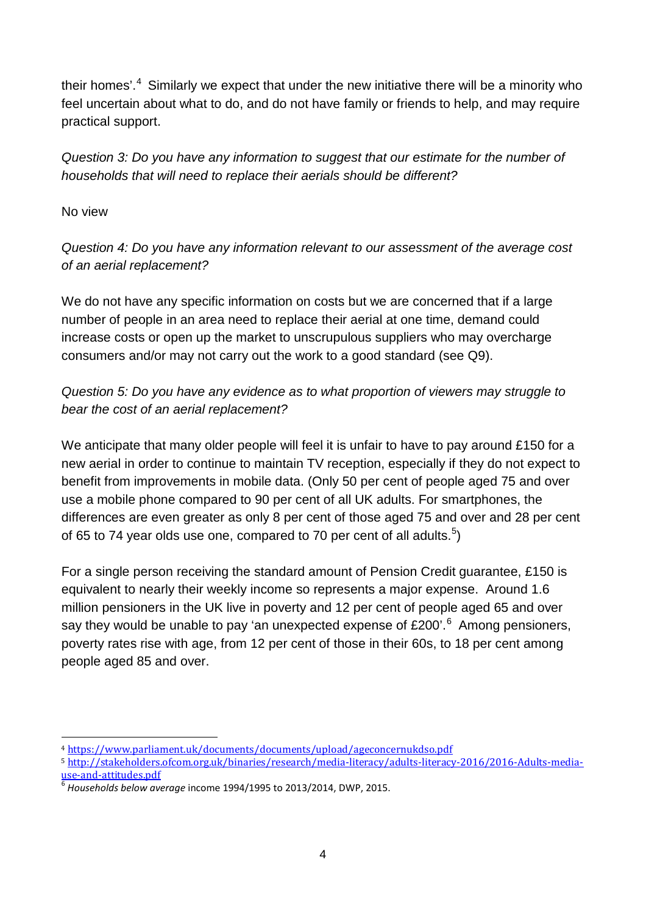their homes'.[4] Similarly we expect that under the new initiative there will be a minority who feel uncertain about what to do, and do not have family or friends to help, and may require practical support.

*Question 3: Do you have any information to suggest that our estimate for the number of households that will need to replace their aerials should be different?*

No view

*Question 4: Do you have any information relevant to our assessment of the average cost of an aerial replacement?*

We do not have any specific information on costs but we are concerned that if a large number of people in an area need to replace their aerial at one time, demand could increase costs or open up the market to unscrupulous suppliers who may overcharge consumers and/or may not carry out the work to a good standard (see Q9).

*Question 5: Do you have any evidence as to what proportion of viewers may struggle to bear the cost of an aerial replacement?*

We anticipate that many older people will feel it is unfair to have to pay around £150 for a new aerial in order to continue to maintain TV reception, especially if they do not expect to benefit from improvements in mobile data. (Only 50 per cent of people aged 75 and over use a mobile phone compared to 90 per cent of all UK adults. For smartphones, the differences are even greater as only 8 per cent of those aged 75 and over and 28 per cent of 65 to 74 year olds use one, compared to 70 per cent of all adults.[5])

For a single person receiving the standard amount of Pension Credit guarantee, £150 is equivalent to nearly their weekly income so represents a major expense. Around 1.6 million pensioners in the UK live in poverty and 12 per cent of people aged 65 and over say they would be unable to pay 'an unexpected expense of £200'.[6] Among pensioners, poverty rates rise with age, from 12 per cent of those in their 60s, to 18 per cent among people aged 85 and over.

---

[4] https://www.parliament.uk/documents/documents/upload/ageconcernukdso.pdf

[5] http://stakeholders.ofcom.org.uk/binaries/research/media-literacy/adults-literacy-2016/2016-Adults-media-use-and-attitudes.pdf

[6] *Households below average* income 1994/1995 to 2013/2014, DWP, 2015.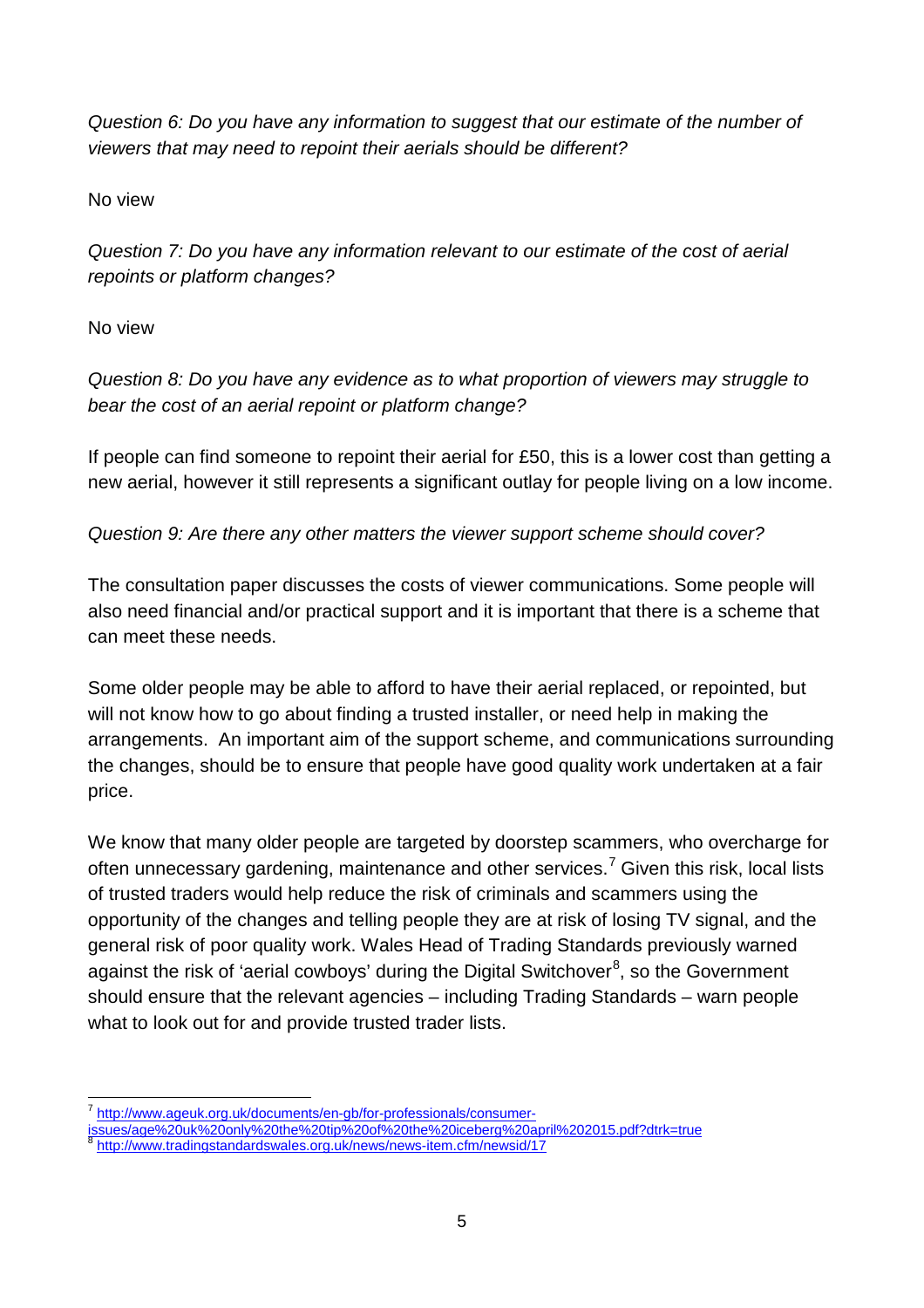*Question 6: Do you have any information to suggest that our estimate of the number of viewers that may need to repoint their aerials should be different?*

No view

*Question 7: Do you have any information relevant to our estimate of the cost of aerial repoints or platform changes?*

No view

*Question 8: Do you have any evidence as to what proportion of viewers may struggle to bear the cost of an aerial repoint or platform change?*

If people can find someone to repoint their aerial for £50, this is a lower cost than getting a new aerial, however it still represents a significant outlay for people living on a low income.

*Question 9: Are there any other matters the viewer support scheme should cover?*

The consultation paper discusses the costs of viewer communications. Some people will also need financial and/or practical support and it is important that there is a scheme that can meet these needs.

Some older people may be able to afford to have their aerial replaced, or repointed, but will not know how to go about finding a trusted installer, or need help in making the arrangements. An important aim of the support scheme, and communications surrounding the changes, should be to ensure that people have good quality work undertaken at a fair price.

We know that many older people are targeted by doorstep scammers, who overcharge for often unnecessary gardening, maintenance and other services.[7] Given this risk, local lists of trusted traders would help reduce the risk of criminals and scammers using the opportunity of the changes and telling people they are at risk of losing TV signal, and the general risk of poor quality work. Wales Head of Trading Standards previously warned against the risk of 'aerial cowboys' during the Digital Switchover[8], so the Government should ensure that the relevant agencies – including Trading Standards – warn people what to look out for and provide trusted trader lists.

---

[7] http://www.ageuk.org.uk/documents/en-gb/for-professionals/consumer-issues/age%20uk%20only%20the%20tip%20of%20the%20iceberg%20april%202015.pdf?dtrk=true

[8] http://www.tradingstandardswales.org.uk/news/news-item.cfm/newsid/17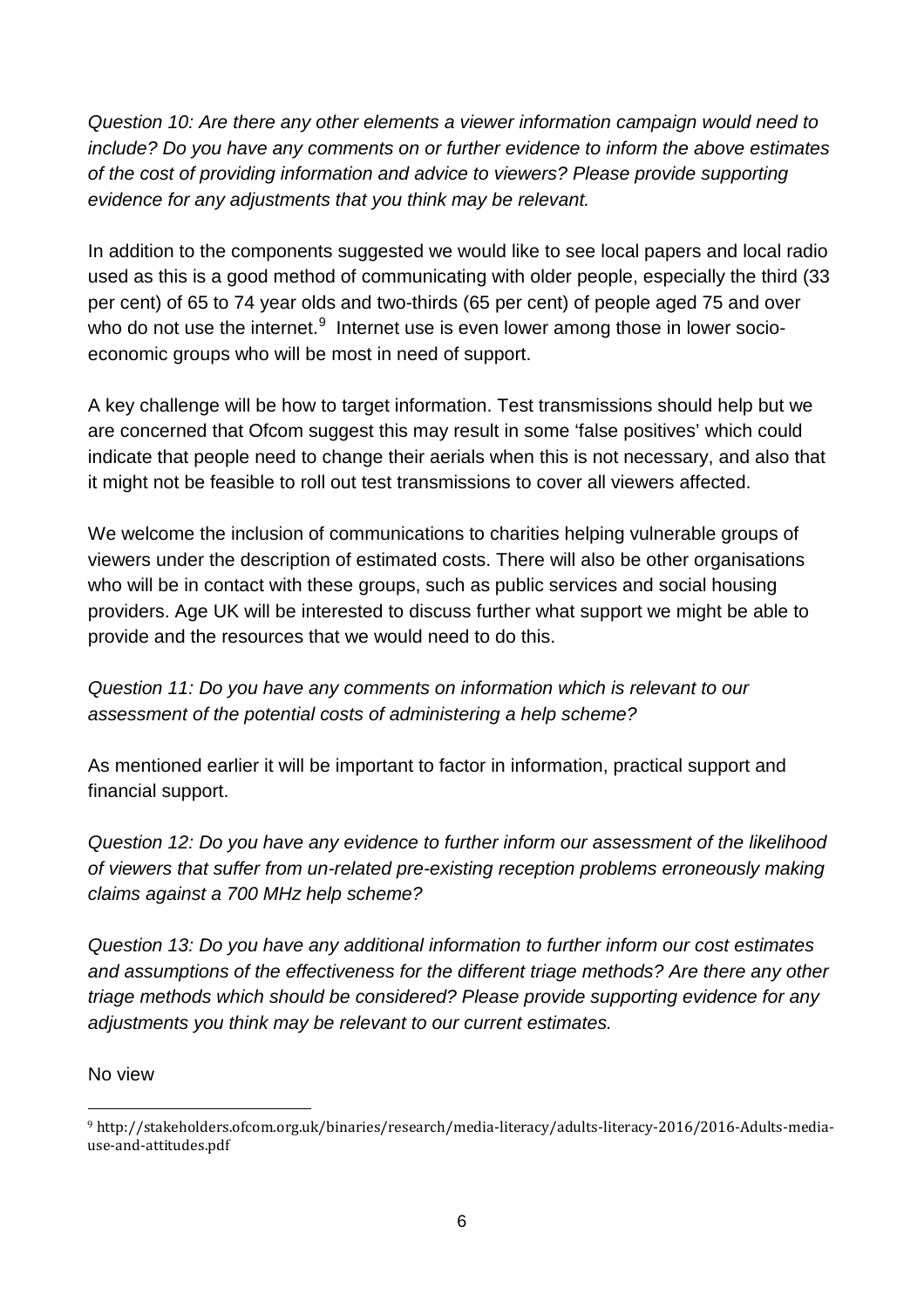*Question 10: Are there any other elements a viewer information campaign would need to include? Do you have any comments on or further evidence to inform the above estimates of the cost of providing information and advice to viewers? Please provide supporting evidence for any adjustments that you think may be relevant.*

In addition to the components suggested we would like to see local papers and local radio used as this is a good method of communicating with older people, especially the third (33 per cent) of 65 to 74 year olds and two-thirds (65 per cent) of people aged 75 and over who do not use the internet.[9] Internet use is even lower among those in lower socio-economic groups who will be most in need of support.

A key challenge will be how to target information. Test transmissions should help but we are concerned that Ofcom suggest this may result in some 'false positives' which could indicate that people need to change their aerials when this is not necessary, and also that it might not be feasible to roll out test transmissions to cover all viewers affected.

We welcome the inclusion of communications to charities helping vulnerable groups of viewers under the description of estimated costs. There will also be other organisations who will be in contact with these groups, such as public services and social housing providers. Age UK will be interested to discuss further what support we might be able to provide and the resources that we would need to do this.

*Question 11: Do you have any comments on information which is relevant to our assessment of the potential costs of administering a help scheme?*

As mentioned earlier it will be important to factor in information, practical support and financial support.

*Question 12: Do you have any evidence to further inform our assessment of the likelihood of viewers that suffer from un-related pre-existing reception problems erroneously making claims against a 700 MHz help scheme?*

*Question 13: Do you have any additional information to further inform our cost estimates and assumptions of the effectiveness for the different triage methods? Are there any other triage methods which should be considered? Please provide supporting evidence for any adjustments you think may be relevant to our current estimates.*

No view

[9] http://stakeholders.ofcom.org.uk/binaries/research/media-literacy/adults-literacy-2016/2016-Adults-media-use-and-attitudes.pdf